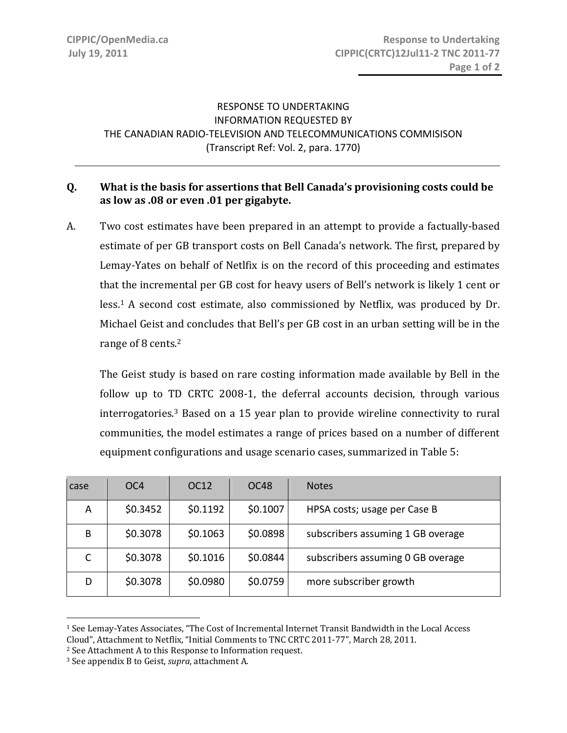RESPONSE TO UNDERTAKING
INFORMATION REQUESTED BY
THE CANADIAN RADIO-TELEVISION AND TELECOMMUNICATIONS COMMISISON
(Transcript Ref: Vol. 2, para. 1770)

**Q. What is the basis for assertions that Bell Canada's provisioning costs could be as low as .08 or even .01 per gigabyte.**

A. Two cost estimates have been prepared in an attempt to provide a factually-based estimate of per GB transport costs on Bell Canada's network. The first, prepared by Lemay-Yates on behalf of Netlfix is on the record of this proceeding and estimates that the incremental per GB cost for heavy users of Bell's network is likely 1 cent or less.[1] A second cost estimate, also commissioned by Netflix, was produced by Dr. Michael Geist and concludes that Bell's per GB cost in an urban setting will be in the range of 8 cents.[2]

The Geist study is based on rare costing information made available by Bell in the follow up to TD CRTC 2008-1, the deferral accounts decision, through various interrogatories.[3] Based on a 15 year plan to provide wireline connectivity to rural communities, the model estimates a range of prices based on a number of different equipment configurations and usage scenario cases, summarized in Table 5:

| case | OC4 | OC12 | OC48 | Notes |
|---|---|---|---|---|
| A | $0.3452 | $0.1192 | $0.1007 | HPSA costs; usage per Case B |
| B | $0.3078 | $0.1063 | $0.0898 | subscribers assuming 1 GB overage |
| C | $0.3078 | $0.1016 | $0.0844 | subscribers assuming 0 GB overage |
| D | $0.3078 | $0.0980 | $0.0759 | more subscriber growth |

[1] See Lemay-Yates Associates, "The Cost of Incremental Internet Transit Bandwidth in the Local Access Cloud", Attachment to Netflix, "Initial Comments to TNC CRTC 2011-77", March 28, 2011.

[2] See Attachment A to this Response to Information request.

[3] See appendix B to Geist, *supra*, attachment A.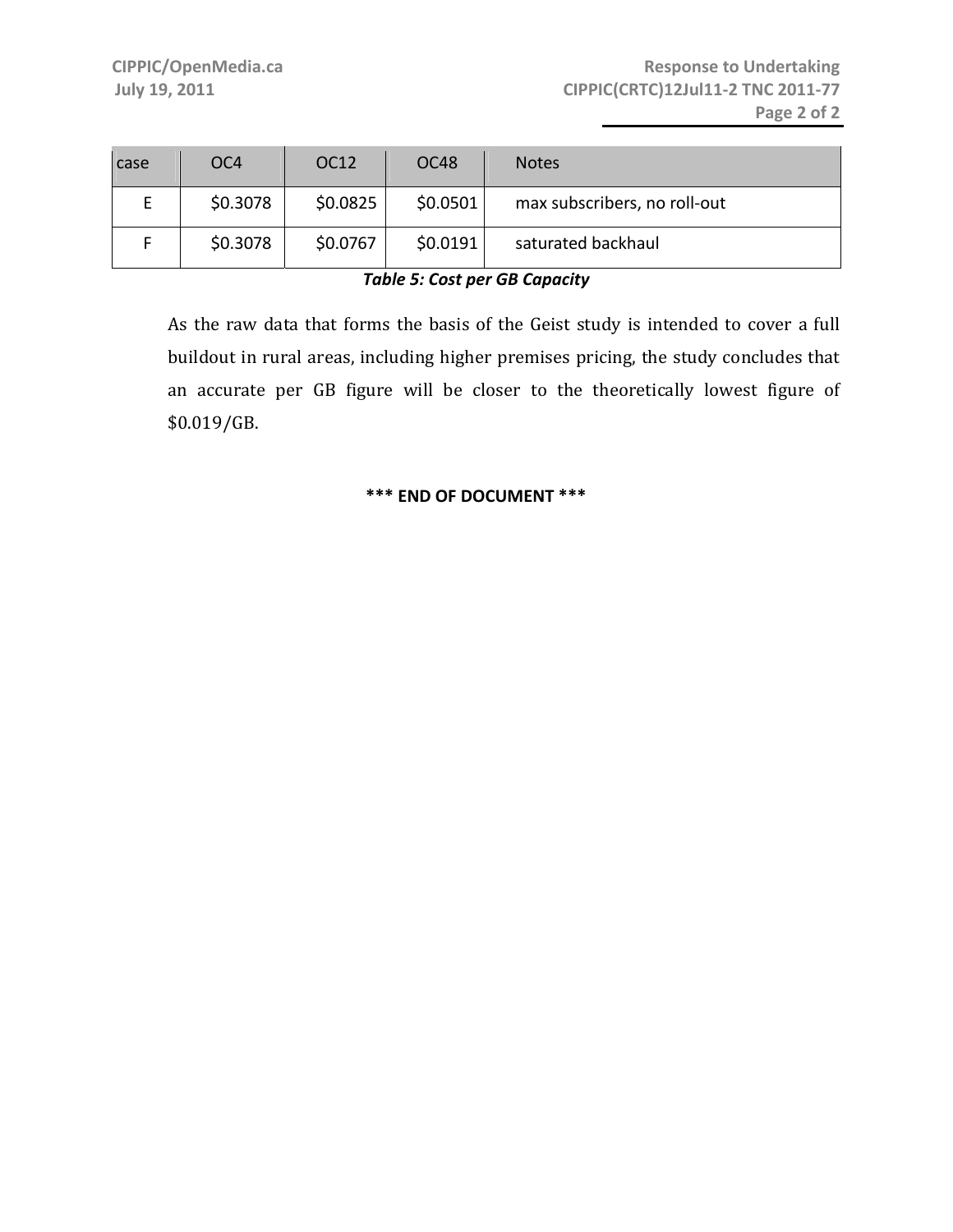| case | OC4 | OC12 | OC48 | Notes |
|---|---|---|---|---|
| E | $0.3078 | $0.0825 | $0.0501 | max subscribers, no roll-out |
| F | $0.3078 | $0.0767 | $0.0191 | saturated backhaul |

***Table 5: Cost per GB Capacity***

As the raw data that forms the basis of the Geist study is intended to cover a full buildout in rural areas, including higher premises pricing, the study concludes that an accurate per GB figure will be closer to the theoretically lowest figure of $0.019/GB.

**\*\*\* END OF DOCUMENT \*\*\***